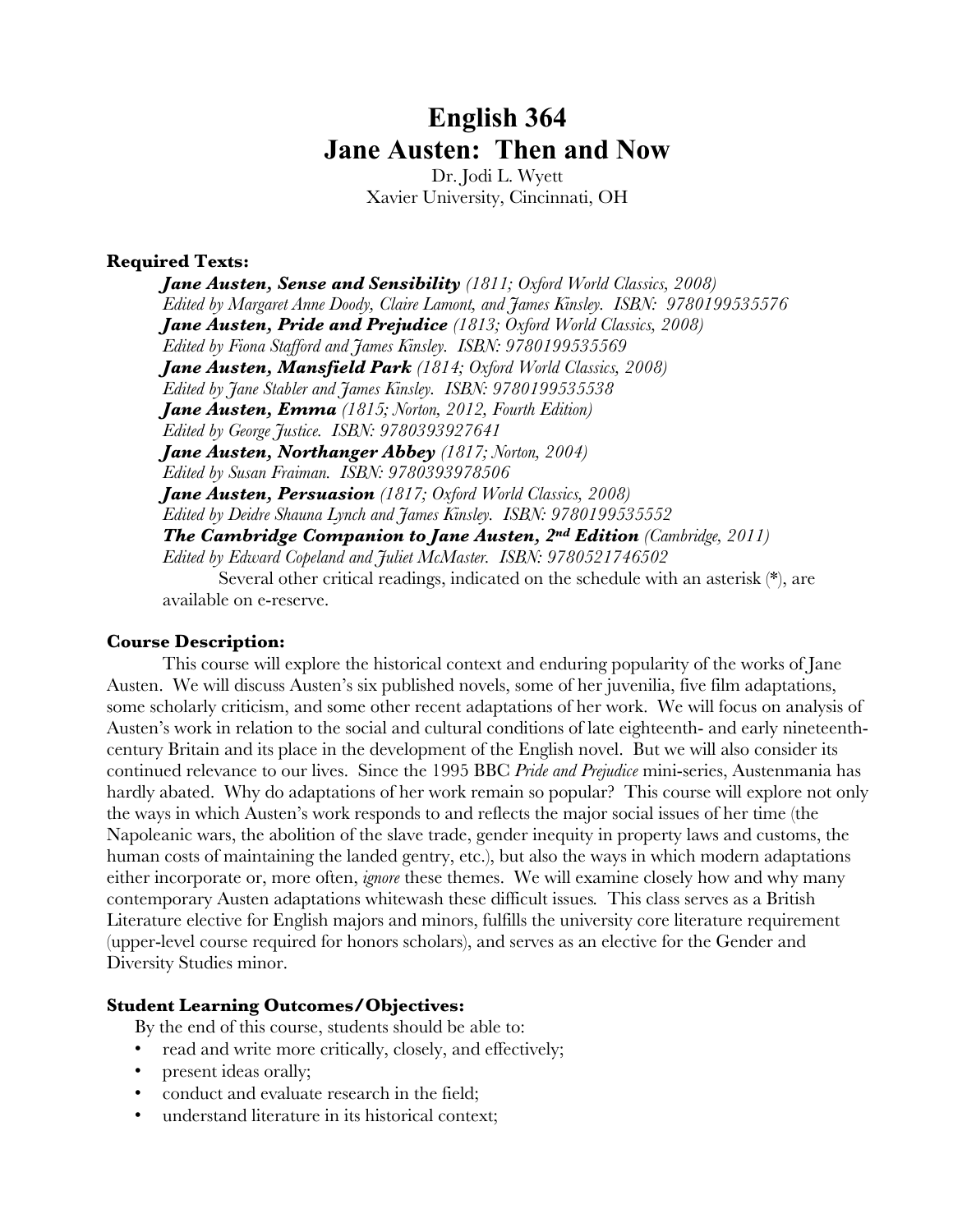# English 364
# Jane Austen: Then and Now

Dr. Jodi L. Wyett
Xavier University, Cincinnati, OH

**Required Texts:**

***Jane Austen, Sense and Sensibility*** *(1811; Oxford World Classics, 2008)*
*Edited by Margaret Anne Doody, Claire Lamont, and James Kinsley. ISBN: 9780199535576*
***Jane Austen, Pride and Prejudice*** *(1813; Oxford World Classics, 2008)*
*Edited by Fiona Stafford and James Kinsley. ISBN: 9780199535569*
***Jane Austen, Mansfield Park*** *(1814; Oxford World Classics, 2008)*
*Edited by Jane Stabler and James Kinsley. ISBN: 9780199535538*
***Jane Austen, Emma*** *(1815; Norton, 2012, Fourth Edition)*
*Edited by George Justice. ISBN: 9780393927641*
***Jane Austen, Northanger Abbey*** *(1817; Norton, 2004)*
*Edited by Susan Fraiman. ISBN: 9780393978506*
***Jane Austen, Persuasion*** *(1817; Oxford World Classics, 2008)*
*Edited by Deidre Shauna Lynch and James Kinsley. ISBN: 9780199535552*
***The Cambridge Companion to Jane Austen, 2nd Edition*** *(Cambridge, 2011)*
*Edited by Edward Copeland and Juliet McMaster. ISBN: 9780521746502*

Several other critical readings, indicated on the schedule with an asterisk (*), are available on e-reserve.

**Course Description:**

This course will explore the historical context and enduring popularity of the works of Jane Austen. We will discuss Austen's six published novels, some of her juvenilia, five film adaptations, some scholarly criticism, and some other recent adaptations of her work. We will focus on analysis of Austen's work in relation to the social and cultural conditions of late eighteenth- and early nineteenth-century Britain and its place in the development of the English novel. But we will also consider its continued relevance to our lives. Since the 1995 BBC *Pride and Prejudice* mini-series, Austenmania has hardly abated. Why do adaptations of her work remain so popular? This course will explore not only the ways in which Austen's work responds to and reflects the major social issues of her time (the Napoleanic wars, the abolition of the slave trade, gender inequity in property laws and customs, the human costs of maintaining the landed gentry, etc.), but also the ways in which modern adaptations either incorporate or, more often, *ignore* these themes. We will examine closely how and why many contemporary Austen adaptations whitewash these difficult issues. This class serves as a British Literature elective for English majors and minors, fulfills the university core literature requirement (upper-level course required for honors scholars), and serves as an elective for the Gender and Diversity Studies minor.

**Student Learning Outcomes/Objectives:**

By the end of this course, students should be able to:

- read and write more critically, closely, and effectively;
- present ideas orally;
- conduct and evaluate research in the field;
- understand literature in its historical context;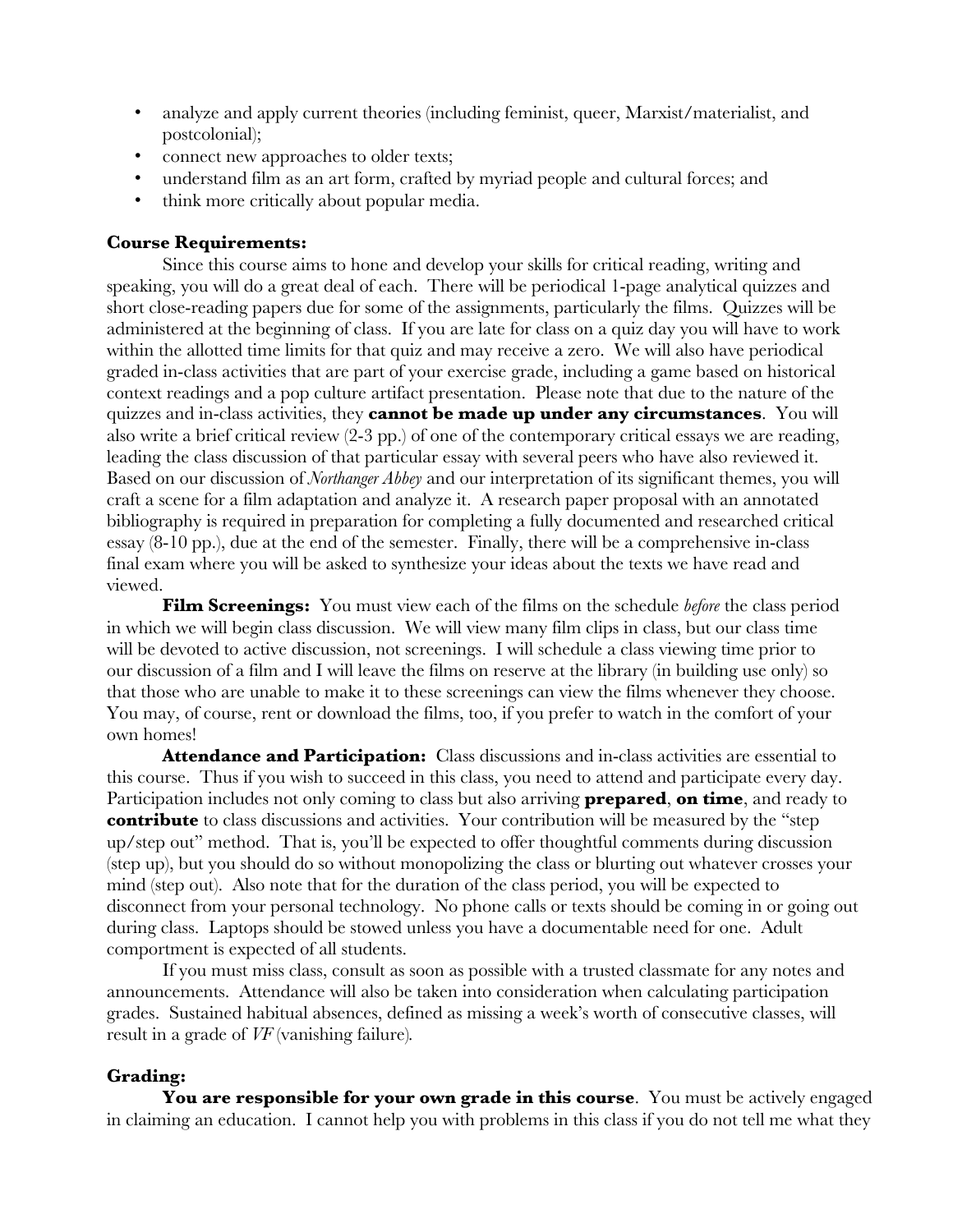- analyze and apply current theories (including feminist, queer, Marxist/materialist, and postcolonial);
- connect new approaches to older texts;
- understand film as an art form, crafted by myriad people and cultural forces; and
- think more critically about popular media.

**Course Requirements:**

Since this course aims to hone and develop your skills for critical reading, writing and speaking, you will do a great deal of each. There will be periodical 1-page analytical quizzes and short close-reading papers due for some of the assignments, particularly the films. Quizzes will be administered at the beginning of class. If you are late for class on a quiz day you will have to work within the allotted time limits for that quiz and may receive a zero. We will also have periodical graded in-class activities that are part of your exercise grade, including a game based on historical context readings and a pop culture artifact presentation. Please note that due to the nature of the quizzes and in-class activities, they **cannot be made up under any circumstances**. You will also write a brief critical review (2-3 pp.) of one of the contemporary critical essays we are reading, leading the class discussion of that particular essay with several peers who have also reviewed it. Based on our discussion of *Northanger Abbey* and our interpretation of its significant themes, you will craft a scene for a film adaptation and analyze it. A research paper proposal with an annotated bibliography is required in preparation for completing a fully documented and researched critical essay (8-10 pp.), due at the end of the semester. Finally, there will be a comprehensive in-class final exam where you will be asked to synthesize your ideas about the texts we have read and viewed.

**Film Screenings:** You must view each of the films on the schedule *before* the class period in which we will begin class discussion. We will view many film clips in class, but our class time will be devoted to active discussion, not screenings. I will schedule a class viewing time prior to our discussion of a film and I will leave the films on reserve at the library (in building use only) so that those who are unable to make it to these screenings can view the films whenever they choose. You may, of course, rent or download the films, too, if you prefer to watch in the comfort of your own homes!

**Attendance and Participation:** Class discussions and in-class activities are essential to this course. Thus if you wish to succeed in this class, you need to attend and participate every day. Participation includes not only coming to class but also arriving **prepared**, **on time**, and ready to **contribute** to class discussions and activities. Your contribution will be measured by the "step up/step out" method. That is, you'll be expected to offer thoughtful comments during discussion (step up), but you should do so without monopolizing the class or blurting out whatever crosses your mind (step out). Also note that for the duration of the class period, you will be expected to disconnect from your personal technology. No phone calls or texts should be coming in or going out during class. Laptops should be stowed unless you have a documentable need for one. Adult comportment is expected of all students.

If you must miss class, consult as soon as possible with a trusted classmate for any notes and announcements. Attendance will also be taken into consideration when calculating participation grades. Sustained habitual absences, defined as missing a week's worth of consecutive classes, will result in a grade of *VF* (vanishing failure).

**Grading:**

**You are responsible for your own grade in this course**. You must be actively engaged in claiming an education. I cannot help you with problems in this class if you do not tell me what they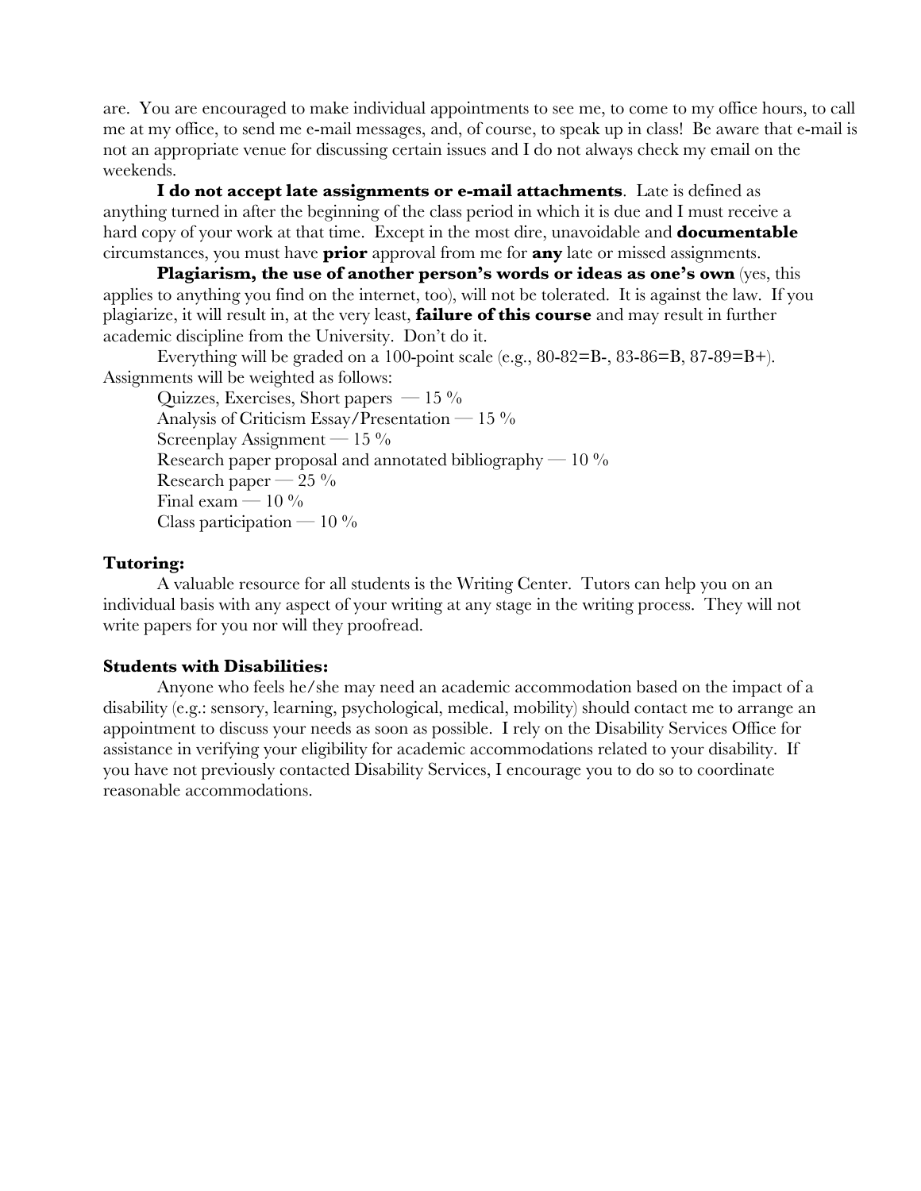are. You are encouraged to make individual appointments to see me, to come to my office hours, to call me at my office, to send me e-mail messages, and, of course, to speak up in class! Be aware that e-mail is not an appropriate venue for discussing certain issues and I do not always check my email on the weekends.

**I do not accept late assignments or e-mail attachments**. Late is defined as anything turned in after the beginning of the class period in which it is due and I must receive a hard copy of your work at that time. Except in the most dire, unavoidable and **documentable** circumstances, you must have **prior** approval from me for **any** late or missed assignments.

**Plagiarism, the use of another person's words or ideas as one's own** (yes, this applies to anything you find on the internet, too), will not be tolerated. It is against the law. If you plagiarize, it will result in, at the very least, **failure of this course** and may result in further academic discipline from the University. Don't do it.

Everything will be graded on a 100-point scale (e.g., 80-82=B-, 83-86=B, 87-89=B+). Assignments will be weighted as follows:

- Quizzes, Exercises, Short papers — 15 %
- Analysis of Criticism Essay/Presentation — 15 %
- Screenplay Assignment — 15 %
- Research paper proposal and annotated bibliography — 10 %
- Research paper — 25 %
- Final exam — 10 %
- Class participation — 10 %

**Tutoring:**

A valuable resource for all students is the Writing Center. Tutors can help you on an individual basis with any aspect of your writing at any stage in the writing process. They will not write papers for you nor will they proofread.

**Students with Disabilities:**

Anyone who feels he/she may need an academic accommodation based on the impact of a disability (e.g.: sensory, learning, psychological, medical, mobility) should contact me to arrange an appointment to discuss your needs as soon as possible. I rely on the Disability Services Office for assistance in verifying your eligibility for academic accommodations related to your disability. If you have not previously contacted Disability Services, I encourage you to do so to coordinate reasonable accommodations.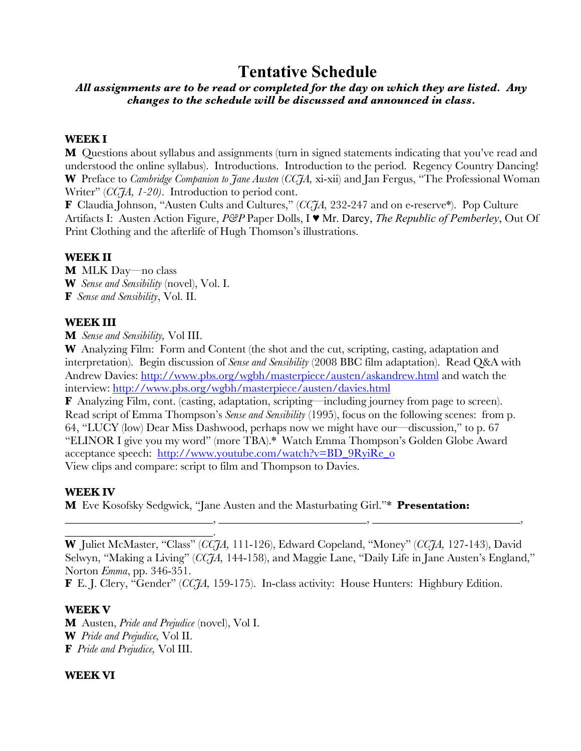# Tentative Schedule

***All assignments are to be read or completed for the day on which they are listed. Any changes to the schedule will be discussed and announced in class.***

**WEEK I**

**M** Questions about syllabus and assignments (turn in signed statements indicating that you've read and understood the online syllabus). Introductions. Introduction to the period. Regency Country Dancing!
**W** Preface to *Cambridge Companion to Jane Austen* (*CCJA,* xi-xii) and Jan Fergus, "The Professional Woman Writer" (*CCJA, 1-20)*. Introduction to period cont.
**F** Claudia Johnson, "Austen Cults and Cultures," (*CCJA,* 232-247 and on e-reserve*). Pop Culture Artifacts I: Austen Action Figure, *P&P* Paper Dolls, I ♥ Mr. Darcy, *The Republic of Pemberley*, Out Of Print Clothing and the afterlife of Hugh Thomson's illustrations.

**WEEK II**

**M** MLK Day—no class
**W** *Sense and Sensibility* (novel), Vol. I.
**F** *Sense and Sensibility*, Vol. II.

**WEEK III**

**M** *Sense and Sensibility,* Vol III.
**W** Analyzing Film: Form and Content (the shot and the cut, scripting, casting, adaptation and interpretation). Begin discussion of *Sense and Sensibility* (2008 BBC film adaptation). Read Q&A with Andrew Davies: http://www.pbs.org/wgbh/masterpiece/austen/askandrew.html and watch the interview: http://www.pbs.org/wgbh/masterpiece/austen/davies.html
**F** Analyzing Film, cont. (casting, adaptation, scripting—including journey from page to screen). Read script of Emma Thompson's *Sense and Sensibility* (1995), focus on the following scenes: from p. 64, "LUCY (low) Dear Miss Dashwood, perhaps now we might have our—discussion," to p. 67 "ELINOR I give you my word" (more TBA).* Watch Emma Thompson's Golden Globe Award acceptance speech: http://www.youtube.com/watch?v=BD_9RyiRe_o
View clips and compare: script to film and Thompson to Davies.

**WEEK IV**

**M** Eve Kosofsky Sedgwick, "Jane Austen and the Masturbating Girl."* **Presentation:** \_\_\_\_\_\_\_\_\_\_\_\_\_\_\_\_\_\_\_\_\_\_\_\_\_, \_\_\_\_\_\_\_\_\_\_\_\_\_\_\_\_\_\_\_\_\_\_\_\_\_, \_\_\_\_\_\_\_\_\_\_\_\_\_\_\_\_\_\_\_\_\_\_\_\_\_, \_\_\_\_\_\_\_\_\_\_\_\_\_\_\_\_\_\_\_\_\_\_\_\_\_.
**W** Juliet McMaster, "Class" (*CCJA,* 111-126), Edward Copeland, "Money" (*CCJA,* 127-143), David Selwyn, "Making a Living" (*CCJA,* 144-158), and Maggie Lane, "Daily Life in Jane Austen's England," Norton *Emma*, pp. 346-351.
**F** E. J. Clery, "Gender" (*CCJA*, 159-175). In-class activity: House Hunters: Highbury Edition.

**WEEK V**

**M** Austen, *Pride and Prejudice* (novel), Vol I.
**W** *Pride and Prejudice,* Vol II.
**F** *Pride and Prejudice,* Vol III.

**WEEK VI**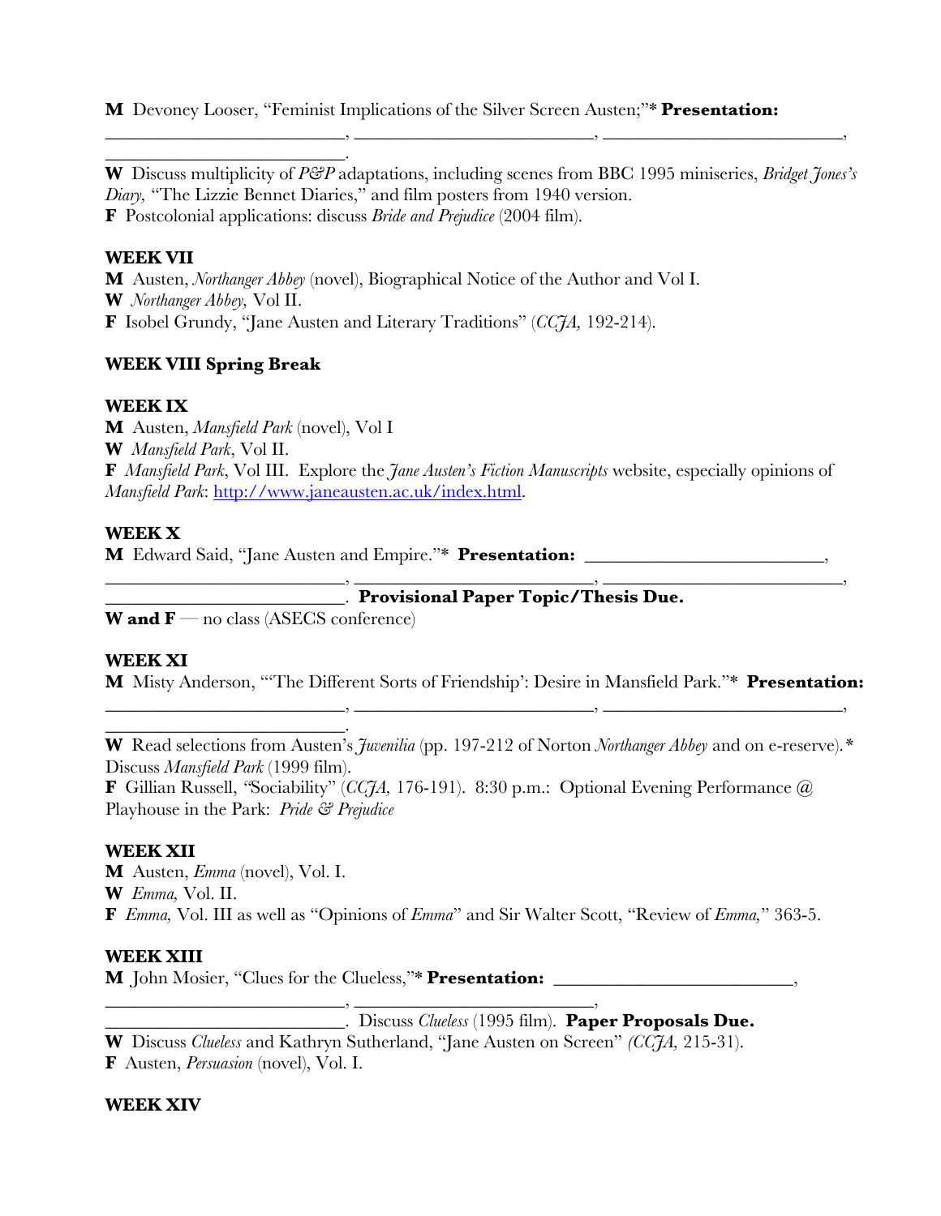**M** Devoney Looser, "Feminist Implications of the Silver Screen Austen;"* **Presentation:** ___________________________, ___________________________, ___________________________, ___________________________.

**W** Discuss multiplicity of *P&P* adaptations, including scenes from BBC 1995 miniseries, *Bridget Jones's Diary,* "The Lizzie Bennet Diaries," and film posters from 1940 version.
**F** Postcolonial applications: discuss *Bride and Prejudice* (2004 film).

**WEEK VII**
**M** Austen, *Northanger Abbey* (novel), Biographical Notice of the Author and Vol I.
**W** *Northanger Abbey,* Vol II.
**F** Isobel Grundy, "Jane Austen and Literary Traditions" (*CCJA,* 192-214).

**WEEK VIII Spring Break**

**WEEK IX**
**M** Austen, *Mansfield Park* (novel), Vol I
**W** *Mansfield Park*, Vol II.
**F** *Mansfield Park*, Vol III. Explore the *Jane Austen's Fiction Manuscripts* website, especially opinions of *Mansfield Park*: [http://www.janeausten.ac.uk/index.html](http://www.janeausten.ac.uk/index.html).

**WEEK X**
**M** Edward Said, "Jane Austen and Empire."* **Presentation:** ___________________________, ___________________________, ___________________________, ___________________________, ___________________________. **Provisional Paper Topic/Thesis Due.**
**W and F** — no class (ASECS conference)

**WEEK XI**
**M** Misty Anderson, "'The Different Sorts of Friendship': Desire in Mansfield Park."* **Presentation:** ___________________________, ___________________________, ___________________________, ___________________________.
**W** Read selections from Austen's *Juvenilia* (pp. 197-212 of Norton *Northanger Abbey* and on e-reserve).* Discuss *Mansfield Park* (1999 film).
**F** Gillian Russell, "Sociability" (*CCJA,* 176-191). 8:30 p.m.: Optional Evening Performance @ Playhouse in the Park: *Pride & Prejudice*

**WEEK XII**
**M** Austen, *Emma* (novel), Vol. I.
**W** *Emma,* Vol. II.
**F** *Emma,* Vol. III as well as "Opinions of *Emma*" and Sir Walter Scott, "Review of *Emma,*" 363-5.

**WEEK XIII**
**M** John Mosier, "Clues for the Clueless,"* **Presentation:** ___________________________, ___________________________, ___________________________, ___________________________. Discuss *Clueless* (1995 film). **Paper Proposals Due.**
**W** Discuss *Clueless* and Kathryn Sutherland, "Jane Austen on Screen" *(CCJA,* 215-31).
**F** Austen, *Persuasion* (novel), Vol. I.

**WEEK XIV**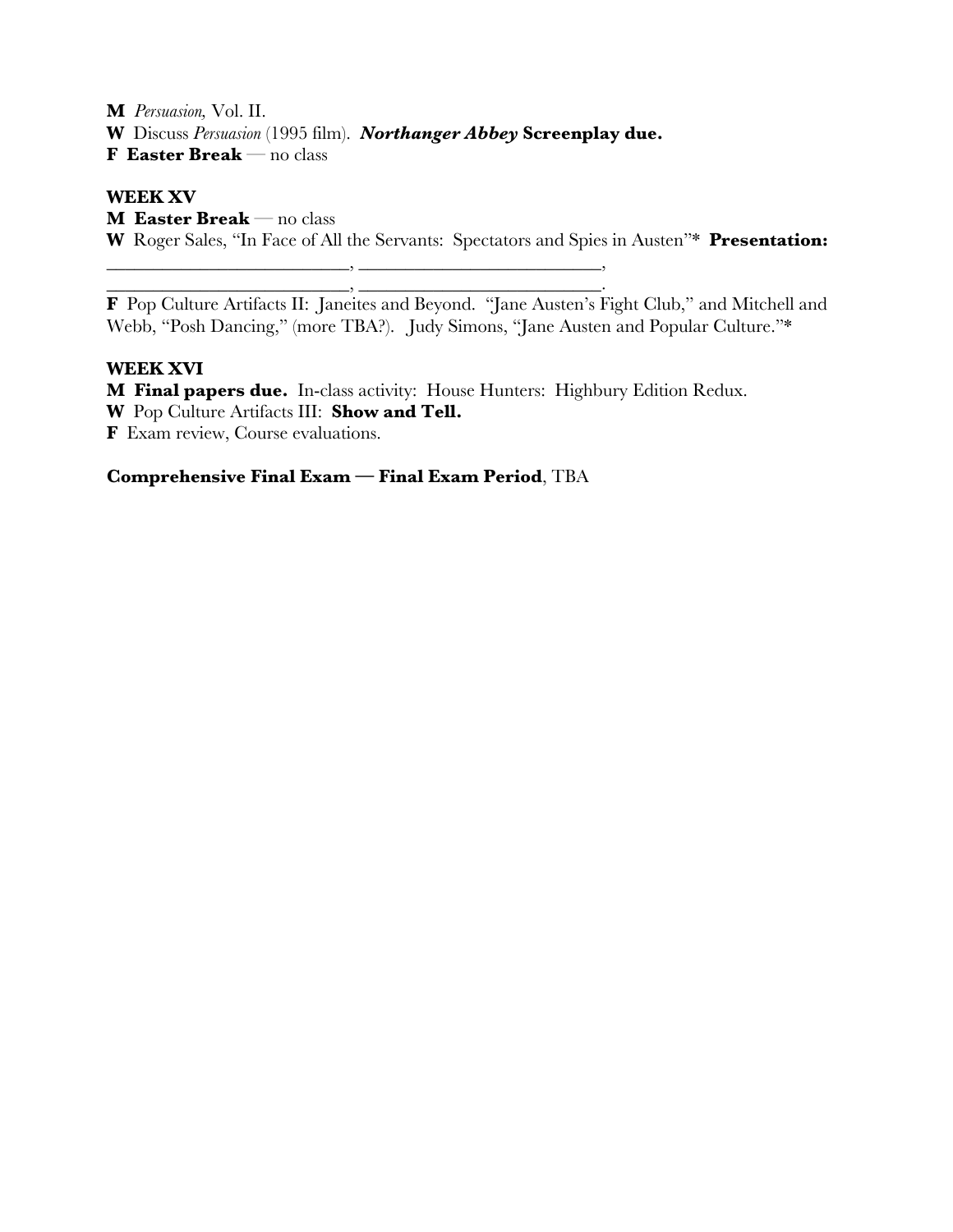**M** *Persuasion,* Vol. II.
**W** Discuss *Persuasion* (1995 film). ***Northanger Abbey*** **Screenplay due.**
**F** **Easter Break** — no class

**WEEK XV**

**M** **Easter Break** — no class
**W** Roger Sales, "In Face of All the Servants: Spectators and Spies in Austen"* **Presentation:** \_\_\_\_\_\_\_\_\_\_\_\_\_\_\_\_\_\_\_\_\_\_\_\_\_\_, \_\_\_\_\_\_\_\_\_\_\_\_\_\_\_\_\_\_\_\_\_\_\_\_\_\_, \_\_\_\_\_\_\_\_\_\_\_\_\_\_\_\_\_\_\_\_\_\_\_\_\_\_, \_\_\_\_\_\_\_\_\_\_\_\_\_\_\_\_\_\_\_\_\_\_\_\_\_\_.
**F** Pop Culture Artifacts II: Janeites and Beyond. "Jane Austen's Fight Club," and Mitchell and Webb, "Posh Dancing," (more TBA?). Judy Simons, "Jane Austen and Popular Culture."*

**WEEK XVI**

**M** **Final papers due.** In-class activity: House Hunters: Highbury Edition Redux.
**W** Pop Culture Artifacts III: **Show and Tell.**
**F** Exam review, Course evaluations.

**Comprehensive Final Exam — Final Exam Period**, TBA